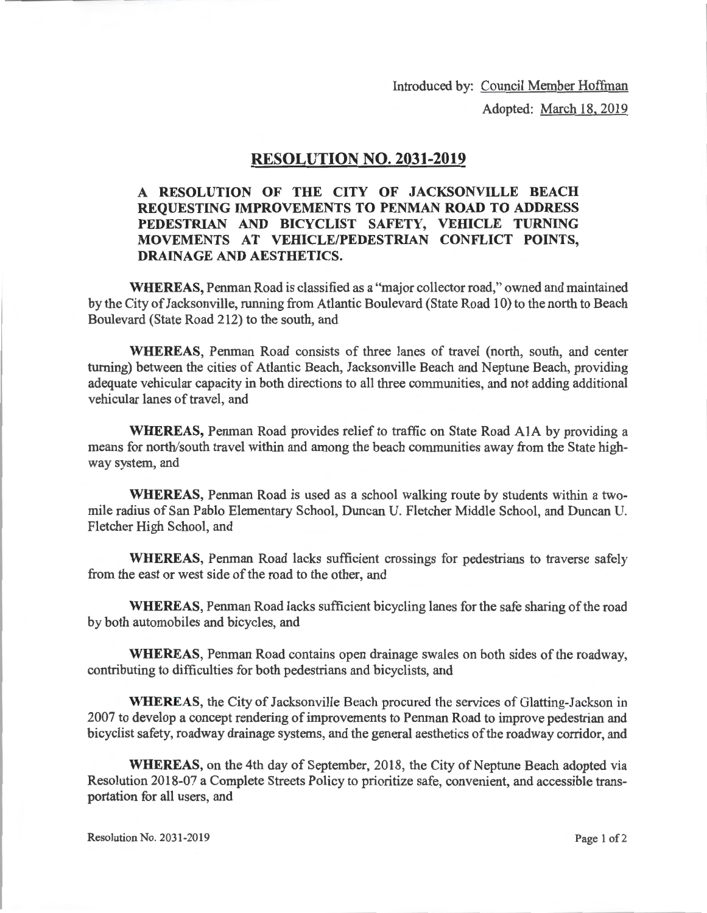Introduced by: Council Member Hoffman

Adopted: March 18, 2019

# RESOLUTION NO. 2031-2019

## A RESOLUTION OF THE CITY OF JACKSONVILLE BEACH REQUESTING IMPROVEMENTS TO PENMAN ROAD TO ADDRESS PEDESTRIAN AND BICYCLIST SAFETY, VEHICLE TURNING MOVEMENTS AT VEHICLE/PEDESTRIAN CONFLICT POINTS, DRAINAGE AND AESTHETICS.

**WHEREAS,** Penman Road is classified as a "major collector road," owned and maintained by the City of Jacksonville, running from Atlantic Boulevard (State Road 10) to the north to Beach Boulevard (State Road 212) to the south, and

**WHEREAS,** Penman Road consists of three lanes of travel (north, south, and center turning) between the cities of Atlantic Beach, Jacksonville Beach and Neptune Beach, providing adequate vehicular capacity in both directions to all three communities, and not adding additional vehicular lanes of travel, and

**WHEREAS,** Penman Road provides relief to traffic on State Road A1A by providing a means for north/south travel within and among the beach communities away from the State highway system, and

**WHEREAS,** Penman Road is used as a school walking route by students within a two-mile radius of San Pablo Elementary School, Duncan U. Fletcher Middle School, and Duncan U. Fletcher High School, and

**WHEREAS,** Penman Road lacks sufficient crossings for pedestrians to traverse safely from the east or west side of the road to the other, and

**WHEREAS,** Penman Road lacks sufficient bicycling lanes for the safe sharing of the road by both automobiles and bicycles, and

**WHEREAS,** Penman Road contains open drainage swales on both sides of the roadway, contributing to difficulties for both pedestrians and bicyclists, and

**WHEREAS,** the City of Jacksonville Beach procured the services of Glatting-Jackson in 2007 to develop a concept rendering of improvements to Penman Road to improve pedestrian and bicyclist safety, roadway drainage systems, and the general aesthetics of the roadway corridor, and

**WHEREAS,** on the 4th day of September, 2018, the City of Neptune Beach adopted via Resolution 2018-07 a Complete Streets Policy to prioritize safe, convenient, and accessible transportation for all users, and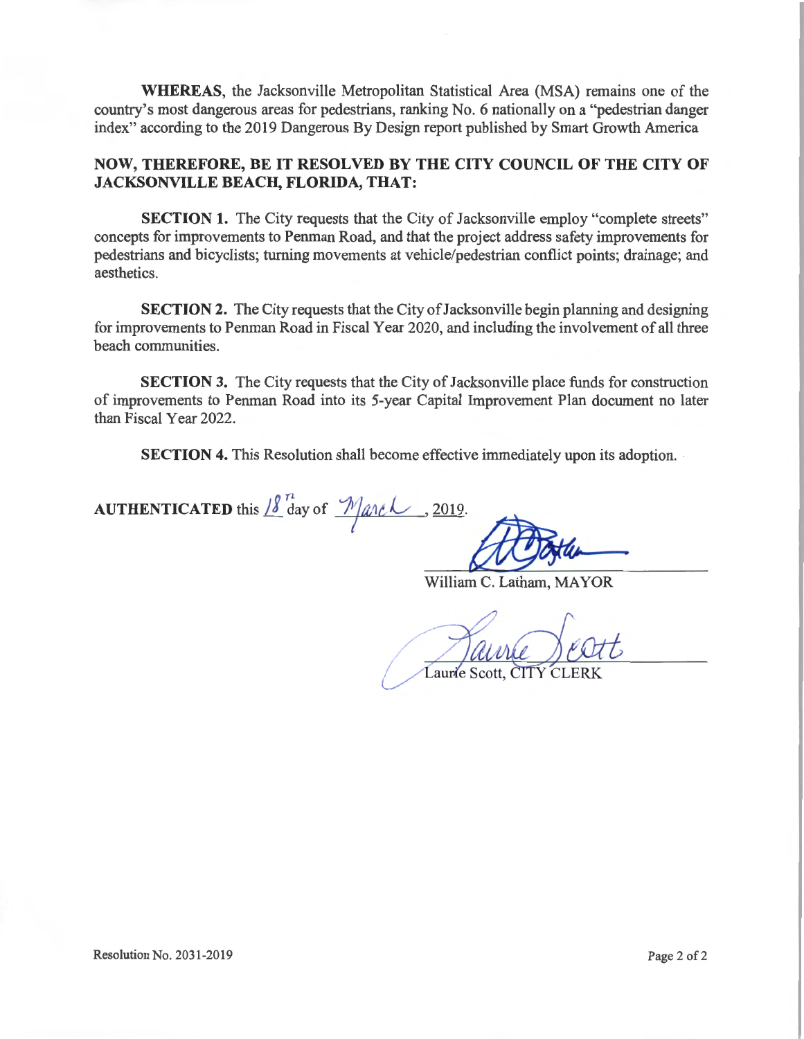**WHEREAS**, the Jacksonville Metropolitan Statistical Area (MSA) remains one of the country's most dangerous areas for pedestrians, ranking No. 6 nationally on a "pedestrian danger index" according to the 2019 Dangerous By Design report published by Smart Growth America

**NOW, THEREFORE, BE IT RESOLVED BY THE CITY COUNCIL OF THE CITY OF JACKSONVILLE BEACH, FLORIDA, THAT:**

**SECTION 1.** The City requests that the City of Jacksonville employ "complete streets" concepts for improvements to Penman Road, and that the project address safety improvements for pedestrians and bicyclists; turning movements at vehicle/pedestrian conflict points; drainage; and aesthetics.

**SECTION 2.** The City requests that the City of Jacksonville begin planning and designing for improvements to Penman Road in Fiscal Year 2020, and including the involvement of all three beach communities.

**SECTION 3.** The City requests that the City of Jacksonville place funds for construction of improvements to Penman Road into its 5-year Capital Improvement Plan document no later than Fiscal Year 2022.

**SECTION 4.** This Resolution shall become effective immediately upon its adoption.

**AUTHENTICATED** this 18th day of March, 2019.

William C. Latham, MAYOR

Laurie Scott, CITY CLERK

Resolution No. 2031-2019